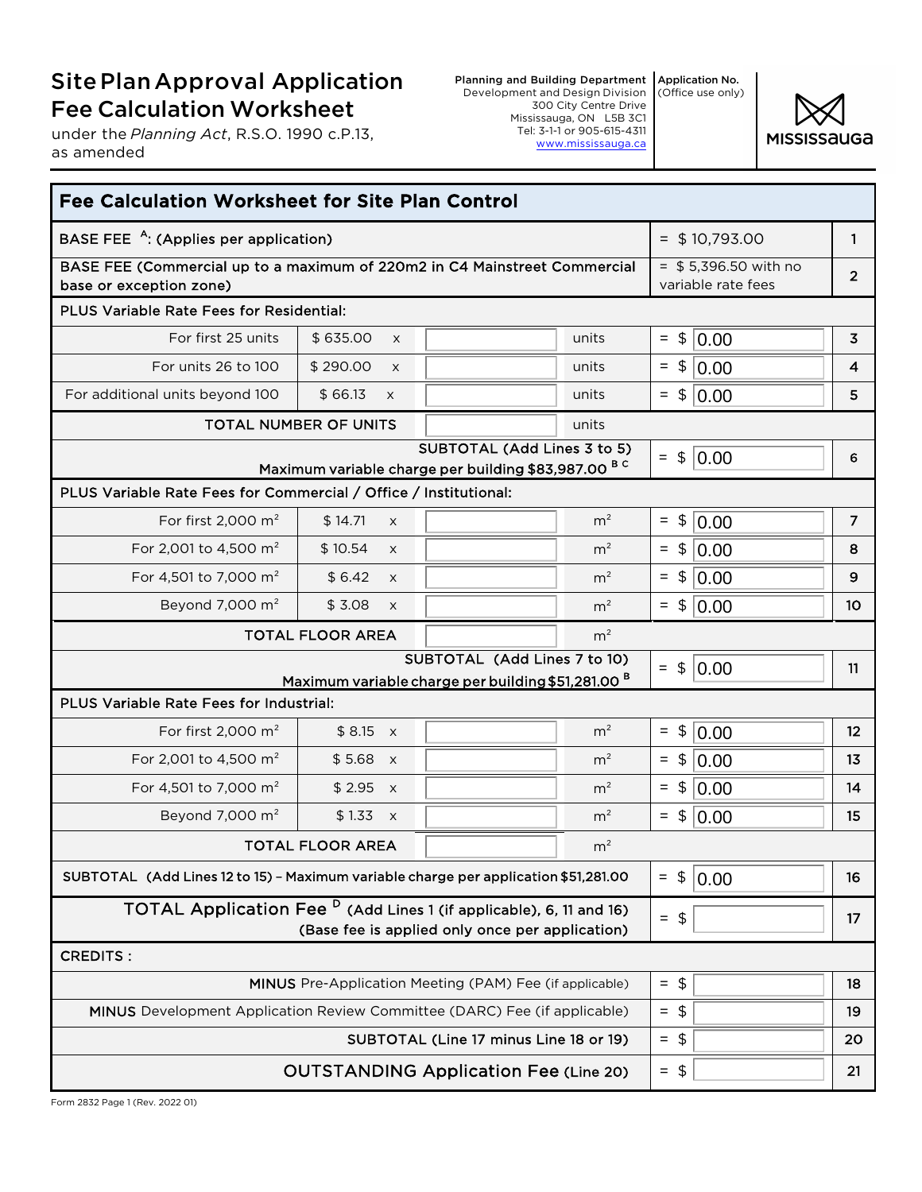# Site Plan Approval Application Fee Calculation Worksheet

under the *Planning Act*, R.S.O. 1990 c.P.13, as amended

**Planning and Building Department**
Development and Design Division
300 City Centre Drive
Mississauga, ON L5B 3C1
Tel: 3-1-1 or 905-615-4311
www.mississauga.ca

**Application No.**
(Office use only)

MISSISSAUGA

## Fee Calculation Worksheet for Site Plan Control

| Description | Rate | | Quantity | Unit | Amount | Line |
|---|---|---|---|---|---|---|
| BASE FEE [A]: (Applies per application) | | | | | = $ 10,793.00 | 1 |
| BASE FEE (Commercial up to a maximum of 220m2 in C4 Mainstreet Commercial base or exception zone) | | | | | = $ 5,396.50 with no variable rate fees | 2 |
| **PLUS Variable Rate Fees for Residential:** | | | | | | |
| For first 25 units | $ 635.00 | x | | units | = $ 0.00 | 3 |
| For units 26 to 100 | $ 290.00 | x | | units | = $ 0.00 | 4 |
| For additional units beyond 100 | $ 66.13 | x | | units | = $ 0.00 | 5 |
| TOTAL NUMBER OF UNITS | | | | units | | |
| SUBTOTAL (Add Lines 3 to 5) Maximum variable charge per building $83,987.00 [B C] | | | | | = $ 0.00 | 6 |
| **PLUS Variable Rate Fees for Commercial / Office / Institutional:** | | | | | | |
| For first 2,000 $m^2$ | $ 14.71 | x | | $m^2$ | = $ 0.00 | 7 |
| For 2,001 to 4,500 $m^2$ | $ 10.54 | x | | $m^2$ | = $ 0.00 | 8 |
| For 4,501 to 7,000 $m^2$ | $ 6.42 | x | | $m^2$ | = $ 0.00 | 9 |
| Beyond 7,000 $m^2$ | $ 3.08 | x | | $m^2$ | = $ 0.00 | 10 |
| TOTAL FLOOR AREA | | | | $m^2$ | | |
| SUBTOTAL (Add Lines 7 to 10) Maximum variable charge per building $51,281.00 [B] | | | | | = $ 0.00 | 11 |
| **PLUS Variable Rate Fees for Industrial:** | | | | | | |
| For first 2,000 $m^2$ | $ 8.15 | x | | $m^2$ | = $ 0.00 | 12 |
| For 2,001 to 4,500 $m^2$ | $ 5.68 | x | | $m^2$ | = $ 0.00 | 13 |
| For 4,501 to 7,000 $m^2$ | $ 2.95 | x | | $m^2$ | = $ 0.00 | 14 |
| Beyond 7,000 $m^2$ | $ 1.33 | x | | $m^2$ | = $ 0.00 | 15 |
| TOTAL FLOOR AREA | | | | $m^2$ | | |
| SUBTOTAL (Add Lines 12 to 15) – Maximum variable charge per application $51,281.00 | | | | | = $ 0.00 | 16 |
| TOTAL Application Fee [D] (Add Lines 1 (if applicable), 6, 11 and 16) (Base fee is applied only once per application) | | | | | = $ | 17 |
| **CREDITS :** | | | | | | |
| MINUS Pre-Application Meeting (PAM) Fee (if applicable) | | | | | = $ | 18 |
| MINUS Development Application Review Committee (DARC) Fee (if applicable) | | | | | = $ | 19 |
| SUBTOTAL (Line 17 minus Line 18 or 19) | | | | | = $ | 20 |
| OUTSTANDING Application Fee (Line 20) | | | | | = $ | 21 |

Form 2832 Page 1 (Rev. 2022 01)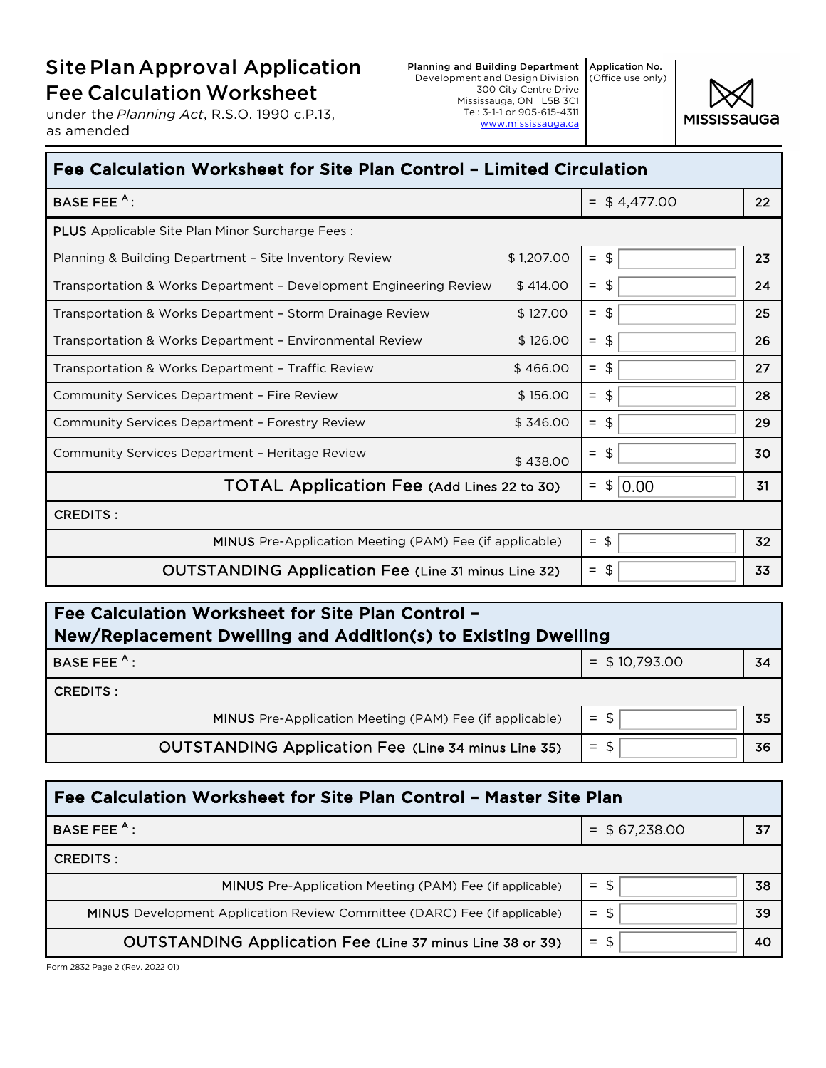# Site Plan Approval Application Fee Calculation Worksheet

under the *Planning Act*, R.S.O. 1990 c.P.13, as amended

**Planning and Building Department**
Development and Design Division
300 City Centre Drive
Mississauga, ON L5B 3C1
Tel: 3-1-1 or 905-615-4311
www.mississauga.ca

**Application No.**
(Office use only)

MISSISSAUGA

## Fee Calculation Worksheet for Site Plan Control – Limited Circulation

| | | | Line |
|---|---|---|---|
| BASE FEE [A]: | | = $ 4,477.00 | 22 |
| **PLUS** Applicable Site Plan Minor Surcharge Fees : | | | |
| Planning & Building Department – Site Inventory Review | $ 1,207.00 | = $ | 23 |
| Transportation & Works Department – Development Engineering Review | $ 414.00 | = $ | 24 |
| Transportation & Works Department – Storm Drainage Review | $ 127.00 | = $ | 25 |
| Transportation & Works Department – Environmental Review | $ 126.00 | = $ | 26 |
| Transportation & Works Department – Traffic Review | $ 466.00 | = $ | 27 |
| Community Services Department – Fire Review | $ 156.00 | = $ | 28 |
| Community Services Department – Forestry Review | $ 346.00 | = $ | 29 |
| Community Services Department – Heritage Review | $ 438.00 | = $ | 30 |
| TOTAL Application Fee (Add Lines 22 to 30) | | = $ 0.00 | 31 |
| CREDITS : | | | |
| **MINUS** Pre-Application Meeting (PAM) Fee (if applicable) | | = $ | 32 |
| OUTSTANDING Application Fee (Line 31 minus Line 32) | | = $ | 33 |

## Fee Calculation Worksheet for Site Plan Control – New/Replacement Dwelling and Addition(s) to Existing Dwelling

| | | Line |
|---|---|---|
| BASE FEE [A]: | = $ 10,793.00 | 34 |
| CREDITS : | | |
| **MINUS** Pre-Application Meeting (PAM) Fee (if applicable) | = $ | 35 |
| OUTSTANDING Application Fee (Line 34 minus Line 35) | = $ | 36 |

## Fee Calculation Worksheet for Site Plan Control – Master Site Plan

| | | Line |
|---|---|---|
| BASE FEE [A]: | = $ 67,238.00 | 37 |
| CREDITS : | | |
| **MINUS** Pre-Application Meeting (PAM) Fee (if applicable) | = $ | 38 |
| **MINUS** Development Application Review Committee (DARC) Fee (if applicable) | = $ | 39 |
| OUTSTANDING Application Fee (Line 37 minus Line 38 or 39) | = $ | 40 |

Form 2832 Page 2 (Rev. 2022 01)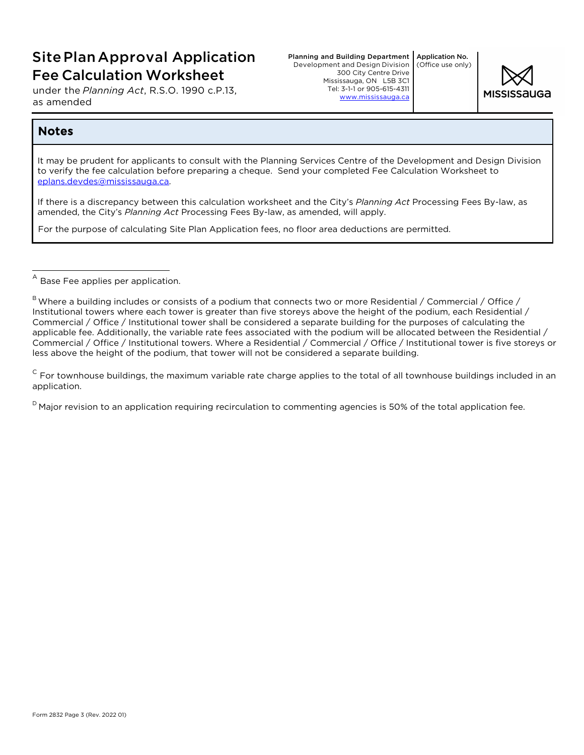# Site Plan Approval Application Fee Calculation Worksheet

under the *Planning Act*, R.S.O. 1990 c.P.13, as amended

**Planning and Building Department**
Development and Design Division
300 City Centre Drive
Mississauga, ON L5B 3C1
Tel: 3-1-1 or 905-615-4311
www.mississauga.ca

**Application No.**
(Office use only)

## Notes

It may be prudent for applicants to consult with the Planning Services Centre of the Development and Design Division to verify the fee calculation before preparing a cheque. Send your completed Fee Calculation Worksheet to eplans.devdes@mississauga.ca.

If there is a discrepancy between this calculation worksheet and the City's *Planning Act* Processing Fees By-law, as amended, the City's *Planning Act* Processing Fees By-law, as amended, will apply.

For the purpose of calculating Site Plan Application fees, no floor area deductions are permitted.

---

[A] Base Fee applies per application.

[B] Where a building includes or consists of a podium that connects two or more Residential / Commercial / Office / Institutional towers where each tower is greater than five storeys above the height of the podium, each Residential / Commercial / Office / Institutional tower shall be considered a separate building for the purposes of calculating the applicable fee. Additionally, the variable rate fees associated with the podium will be allocated between the Residential / Commercial / Office / Institutional towers. Where a Residential / Commercial / Office / Institutional tower is five storeys or less above the height of the podium, that tower will not be considered a separate building.

[C] For townhouse buildings, the maximum variable rate charge applies to the total of all townhouse buildings included in an application.

[D] Major revision to an application requiring recirculation to commenting agencies is 50% of the total application fee.

Form 2832 Page 3 (Rev. 2022 01)